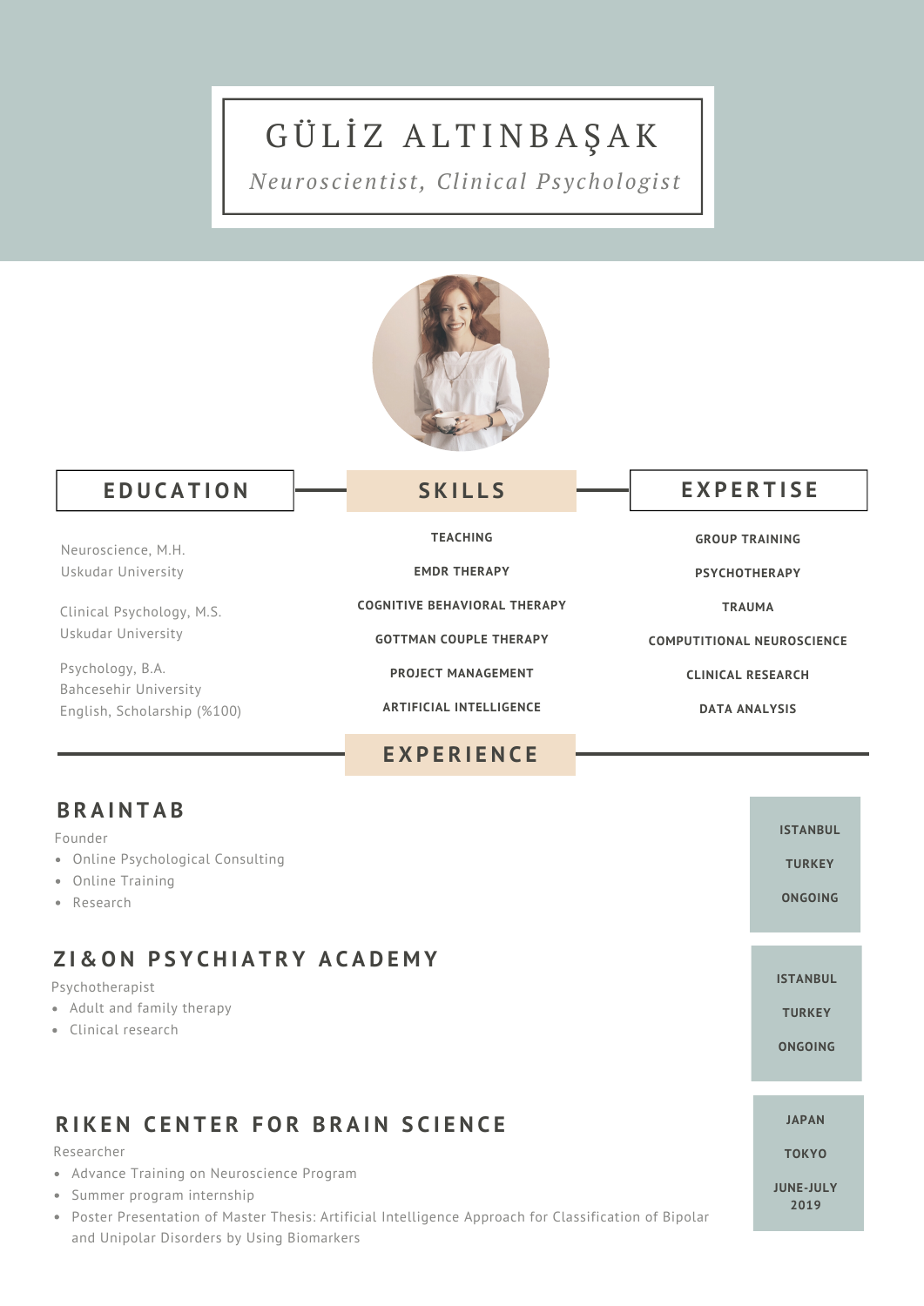# GÜLİZ ALTINBAŞAK

*Neuroscientist, Clinical Psychologist*

## EDUCATION

Neuroscience, M.H.
Uskudar University

Clinical Psychology, M.S.
Uskudar University

Psychology, B.A.
Bahcesehir University
English, Scholarship (%100)

## SKILLS

**TEACHING**

**EMDR THERAPY**

**COGNITIVE BEHAVIORAL THERAPY**

**GOTTMAN COUPLE THERAPY**

**PROJECT MANAGEMENT**

**ARTIFICIAL INTELLIGENCE**

## EXPERTISE

**GROUP TRAINING**

**PSYCHOTHERAPY**

**TRAUMA**

**COMPUTITIONAL NEUROSCIENCE**

**CLINICAL RESEARCH**

**DATA ANALYSIS**

## EXPERIENCE

### BRAINTAB

**ISTANBUL**
**TURKEY**
**ONGOING**

Founder

- Online Psychological Consulting
- Online Training
- Research

### ZI&ON PSYCHIATRY ACADEMY

**ISTANBUL**
**TURKEY**
**ONGOING**

Psychotherapist

- Adult and family therapy
- Clinical research

### RIKEN CENTER FOR BRAIN SCIENCE

**JAPAN**
**TOKYO**
**JUNE-JULY 2019**

Researcher

- Advance Training on Neuroscience Program
- Summer program internship
- Poster Presentation of Master Thesis: Artificial Intelligence Approach for Classification of Bipolar and Unipolar Disorders by Using Biomarkers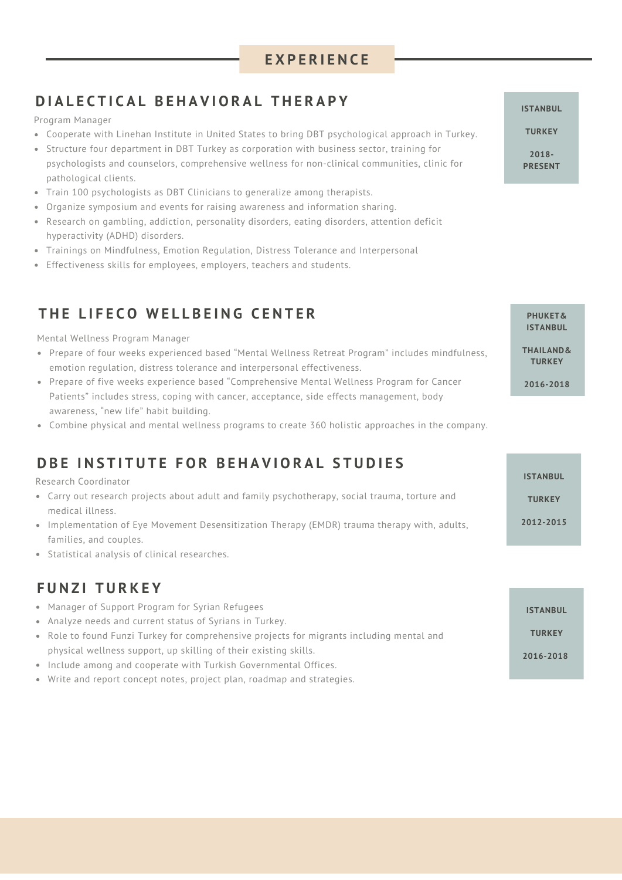## EXPERIENCE

### DIALECTICAL BEHAVIORAL THERAPY

**ISTANBUL**
**TURKEY**
**2018-PRESENT**

Program Manager

- Cooperate with Linehan Institute in United States to bring DBT psychological approach in Turkey.
- Structure four department in DBT Turkey as corporation with business sector, training for psychologists and counselors, comprehensive wellness for non-clinical communities, clinic for pathological clients.
- Train 100 psychologists as DBT Clinicians to generalize among therapists.
- Organize symposium and events for raising awareness and information sharing.
- Research on gambling, addiction, personality disorders, eating disorders, attention deficit hyperactivity (ADHD) disorders.
- Trainings on Mindfulness, Emotion Regulation, Distress Tolerance and Interpersonal
- Effectiveness skills for employees, employers, teachers and students.

### THE LIFECO WELLBEING CENTER

**PHUKET& ISTANBUL**
**THAILAND& TURKEY**
**2016-2018**

Mental Wellness Program Manager

- Prepare of four weeks experienced based “Mental Wellness Retreat Program” includes mindfulness, emotion regulation, distress tolerance and interpersonal effectiveness.
- Prepare of five weeks experience based “Comprehensive Mental Wellness Program for Cancer Patients” includes stress, coping with cancer, acceptance, side effects management, body awareness, “new life” habit building.
- Combine physical and mental wellness programs to create 360 holistic approaches in the company.

### DBE INSTITUTE FOR BEHAVIORAL STUDIES

**ISTANBUL**
**TURKEY**
**2012-2015**

Research Coordinator

- Carry out research projects about adult and family psychotherapy, social trauma, torture and medical illness.
- Implementation of Eye Movement Desensitization Therapy (EMDR) trauma therapy with, adults, families, and couples.
- Statistical analysis of clinical researches.

### FUNZI TURKEY

**ISTANBUL**
**TURKEY**
**2016-2018**

- Manager of Support Program for Syrian Refugees
- Analyze needs and current status of Syrians in Turkey.
- Role to found Funzi Turkey for comprehensive projects for migrants including mental and physical wellness support, up skilling of their existing skills.
- Include among and cooperate with Turkish Governmental Offices.
- Write and report concept notes, project plan, roadmap and strategies.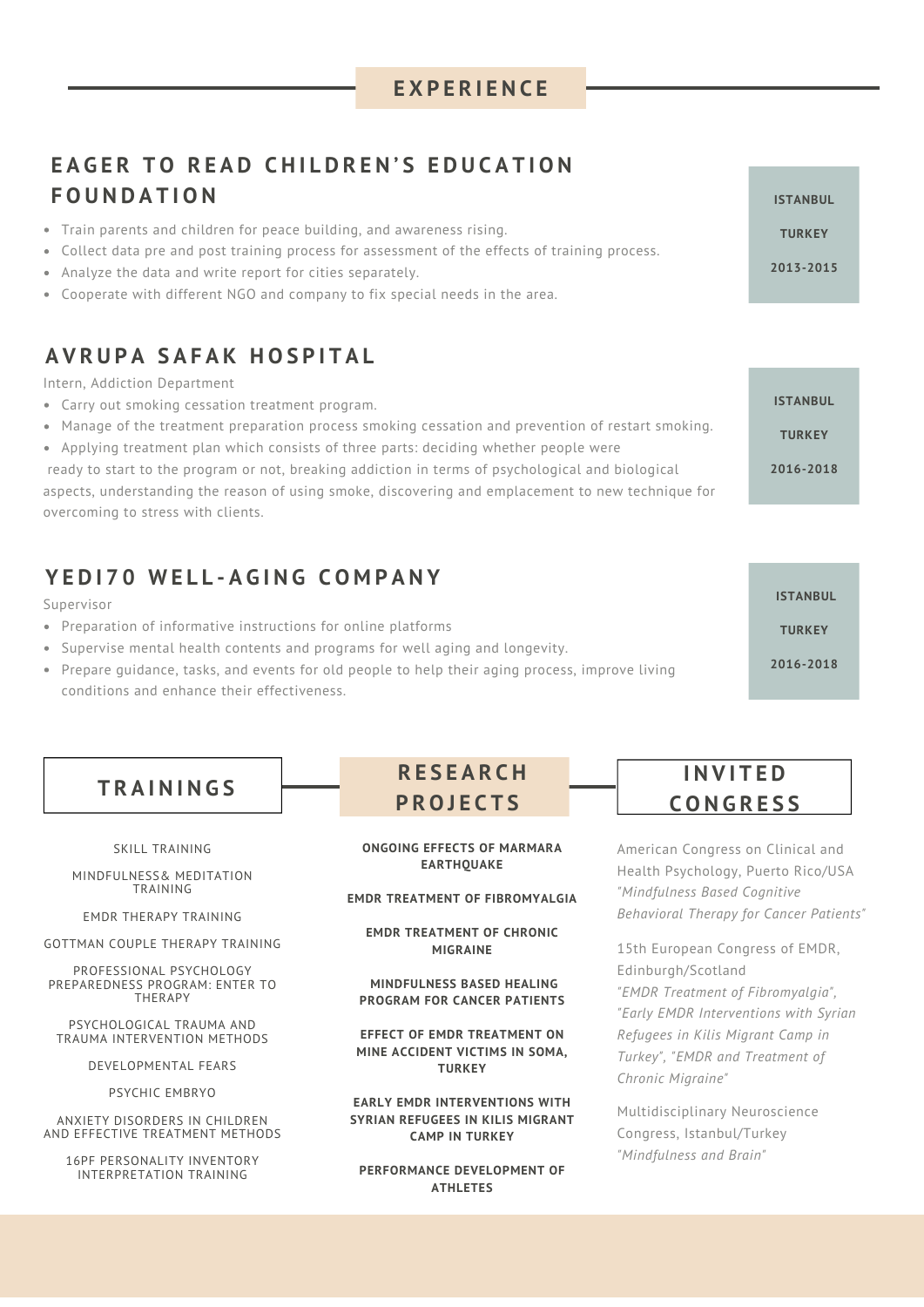## EXPERIENCE

### EAGER TO READ CHILDREN'S EDUCATION FOUNDATION

ISTANBUL
TURKEY
2013-2015

- Train parents and children for peace building, and awareness rising.
- Collect data pre and post training process for assessment of the effects of training process.
- Analyze the data and write report for cities separately.
- Cooperate with different NGO and company to fix special needs in the area.

### AVRUPA SAFAK HOSPITAL

ISTANBUL
TURKEY
2016-2018

Intern, Addiction Department

- Carry out smoking cessation treatment program.
- Manage of the treatment preparation process smoking cessation and prevention of restart smoking.
- Applying treatment plan which consists of three parts: deciding whether people were ready to start to the program or not, breaking addiction in terms of psychological and biological aspects, understanding the reason of using smoke, discovering and emplacement to new technique for overcoming to stress with clients.

### YEDI70 WELL-AGING COMPANY

ISTANBUL
TURKEY
2016-2018

Supervisor

- Preparation of informative instructions for online platforms
- Supervise mental health contents and programs for well aging and longevity.
- Prepare guidance, tasks, and events for old people to help their aging process, improve living conditions and enhance their effectiveness.

## TRAININGS

SKILL TRAINING

MINDFULNESS& MEDITATION TRAINING

EMDR THERAPY TRAINING

GOTTMAN COUPLE THERAPY TRAINING

PROFESSIONAL PSYCHOLOGY PREPAREDNESS PROGRAM: ENTER TO THERAPY

PSYCHOLOGICAL TRAUMA AND TRAUMA INTERVENTION METHODS

DEVELOPMENTAL FEARS

PSYCHIC EMBRYO

ANXIETY DISORDERS IN CHILDREN AND EFFECTIVE TREATMENT METHODS

16PF PERSONALITY INVENTORY INTERPRETATION TRAINING

## RESEARCH PROJECTS

**ONGOING EFFECTS OF MARMARA EARTHQUAKE**

**EMDR TREATMENT OF FIBROMYALGIA**

**EMDR TREATMENT OF CHRONIC MIGRAINE**

**MINDFULNESS BASED HEALING PROGRAM FOR CANCER PATIENTS**

**EFFECT OF EMDR TREATMENT ON MINE ACCIDENT VICTIMS IN SOMA, TURKEY**

**EARLY EMDR INTERVENTIONS WITH SYRIAN REFUGEES IN KILIS MIGRANT CAMP IN TURKEY**

**PERFORMANCE DEVELOPMENT OF ATHLETES**

## INVITED CONGRESS

American Congress on Clinical and Health Psychology, Puerto Rico/USA *"Mindfulness Based Cognitive Behavioral Therapy for Cancer Patients"*

15th European Congress of EMDR, Edinburgh/Scotland *"EMDR Treatment of Fibromyalgia", "Early EMDR Interventions with Syrian Refugees in Kilis Migrant Camp in Turkey", "EMDR and Treatment of Chronic Migraine"*

Multidisciplinary Neuroscience Congress, Istanbul/Turkey *"Mindfulness and Brain"*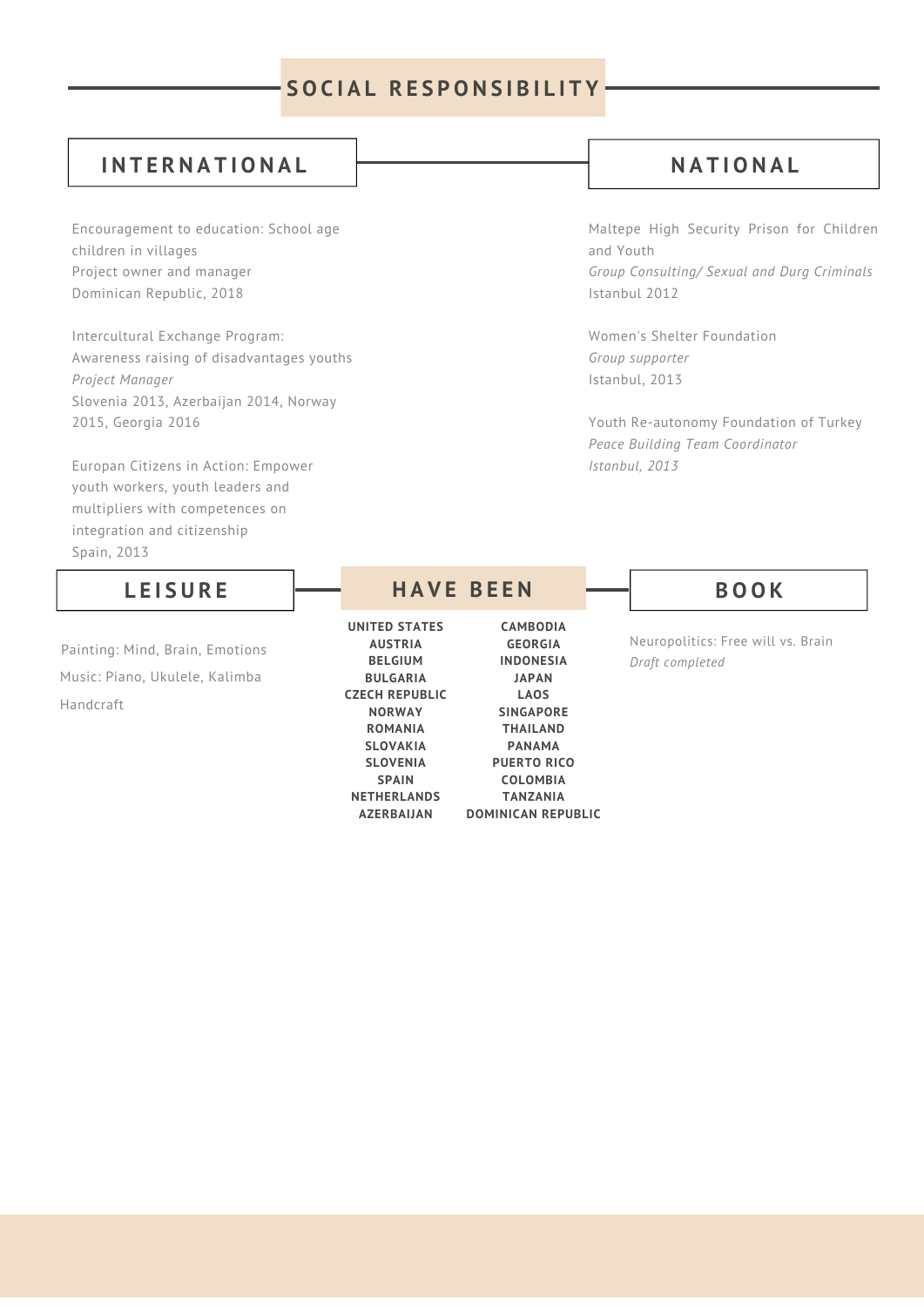## SOCIAL RESPONSIBILITY

### INTERNATIONAL

Encouragement to education: School age children in villages
Project owner and manager
Dominican Republic, 2018

Intercultural Exchange Program:
Awareness raising of disadvantages youths
*Project Manager*
Slovenia 2013, Azerbaijan 2014, Norway 2015, Georgia 2016

Europan Citizens in Action: Empower youth workers, youth leaders and multipliers with competences on integration and citizenship
Spain, 2013

### NATIONAL

Maltepe High Security Prison for Children and Youth
*Group Consulting/ Sexual and Durg Criminals*
Istanbul 2012

Women's Shelter Foundation
*Group supporter*
Istanbul, 2013

Youth Re-autonomy Foundation of Turkey
*Peace Building Team Coordinator*
*Istanbul, 2013*

## LEISURE

Painting: Mind, Brain, Emotions

Music: Piano, Ukulele, Kalimba

Handcraft

## HAVE BEEN

**UNITED STATES**
**AUSTRIA**
**BELGIUM**
**BULGARIA**
**CZECH REPUBLIC**
**NORWAY**
**ROMANIA**
**SLOVAKIA**
**SLOVENIA**
**SPAIN**
**NETHERLANDS**
**AZERBAIJAN**
**CAMBODIA**
**GEORGIA**
**INDONESIA**
**JAPAN**
**LAOS**
**SINGAPORE**
**THAILAND**
**PANAMA**
**PUERTO RICO**
**COLOMBIA**
**TANZANIA**
**DOMINICAN REPUBLIC**

## BOOK

Neuropolitics: Free will vs. Brain
*Draft completed*